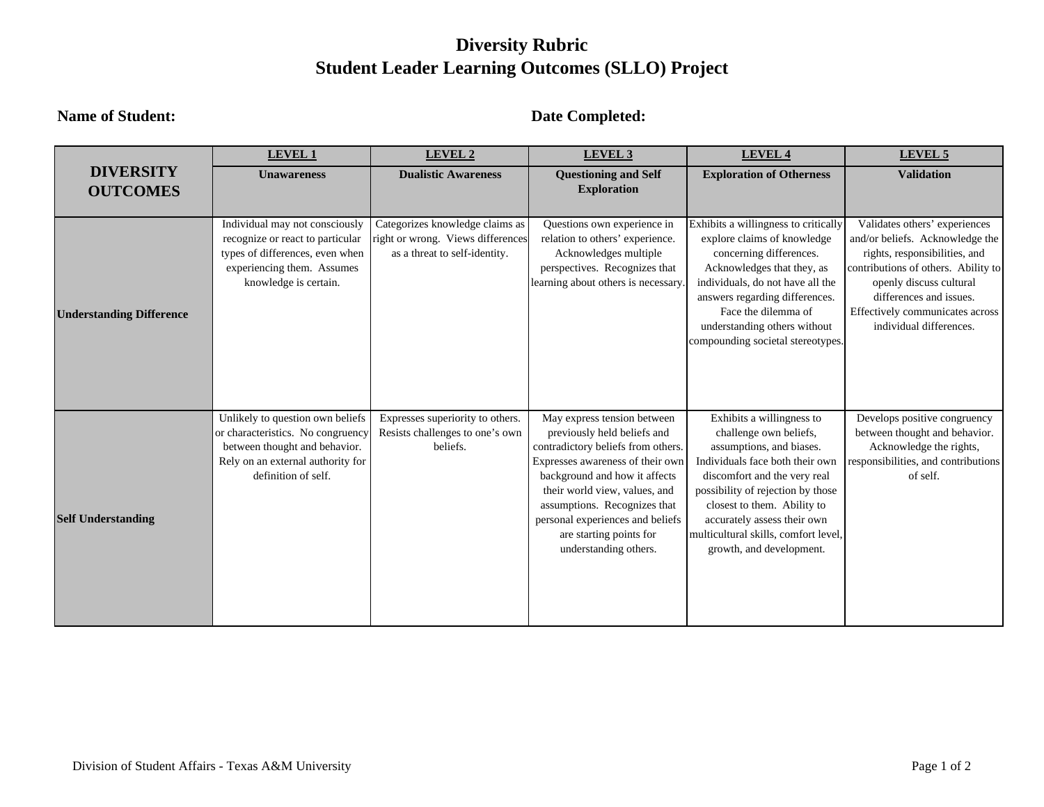# Diversity Rubric
# Student Leader Learning Outcomes (SLLO) Project

**Name of Student:** **Date Completed:**

| DIVERSITY OUTCOMES | LEVEL 1<br>**Unawareness** | LEVEL 2<br>**Dualistic Awareness** | LEVEL 3<br>**Questioning and Self Exploration** | LEVEL 4<br>**Exploration of Otherness** | LEVEL 5<br>**Validation** |
|---|---|---|---|---|---|
| **Understanding Difference** | Individual may not consciously recognize or react to particular types of differences, even when experiencing them. Assumes knowledge is certain. | Categorizes knowledge claims as right or wrong. Views differences as a threat to self-identity. | Questions own experience in relation to others' experience. Acknowledges multiple perspectives. Recognizes that learning about others is necessary. | Exhibits a willingness to critically explore claims of knowledge concerning differences. Acknowledges that they, as individuals, do not have all the answers regarding differences. Face the dilemma of understanding others without compounding societal stereotypes. | Validates others' experiences and/or beliefs. Acknowledge the rights, responsibilities, and contributions of others. Ability to openly discuss cultural differences and issues. Effectively communicates across individual differences. |
| **Self Understanding** | Unlikely to question own beliefs or characteristics. No congruency between thought and behavior. Rely on an external authority for definition of self. | Expresses superiority to others. Resists challenges to one's own beliefs. | May express tension between previously held beliefs and contradictory beliefs from others. Expresses awareness of their own background and how it affects their world view, values, and assumptions. Recognizes that personal experiences and beliefs are starting points for understanding others. | Exhibits a willingness to challenge own beliefs, assumptions, and biases. Individuals face both their own discomfort and the very real possibility of rejection by those closest to them. Ability to accurately assess their own multicultural skills, comfort level, growth, and development. | Develops positive congruency between thought and behavior. Acknowledge the rights, responsibilities, and contributions of self. |

Division of Student Affairs - Texas A&M University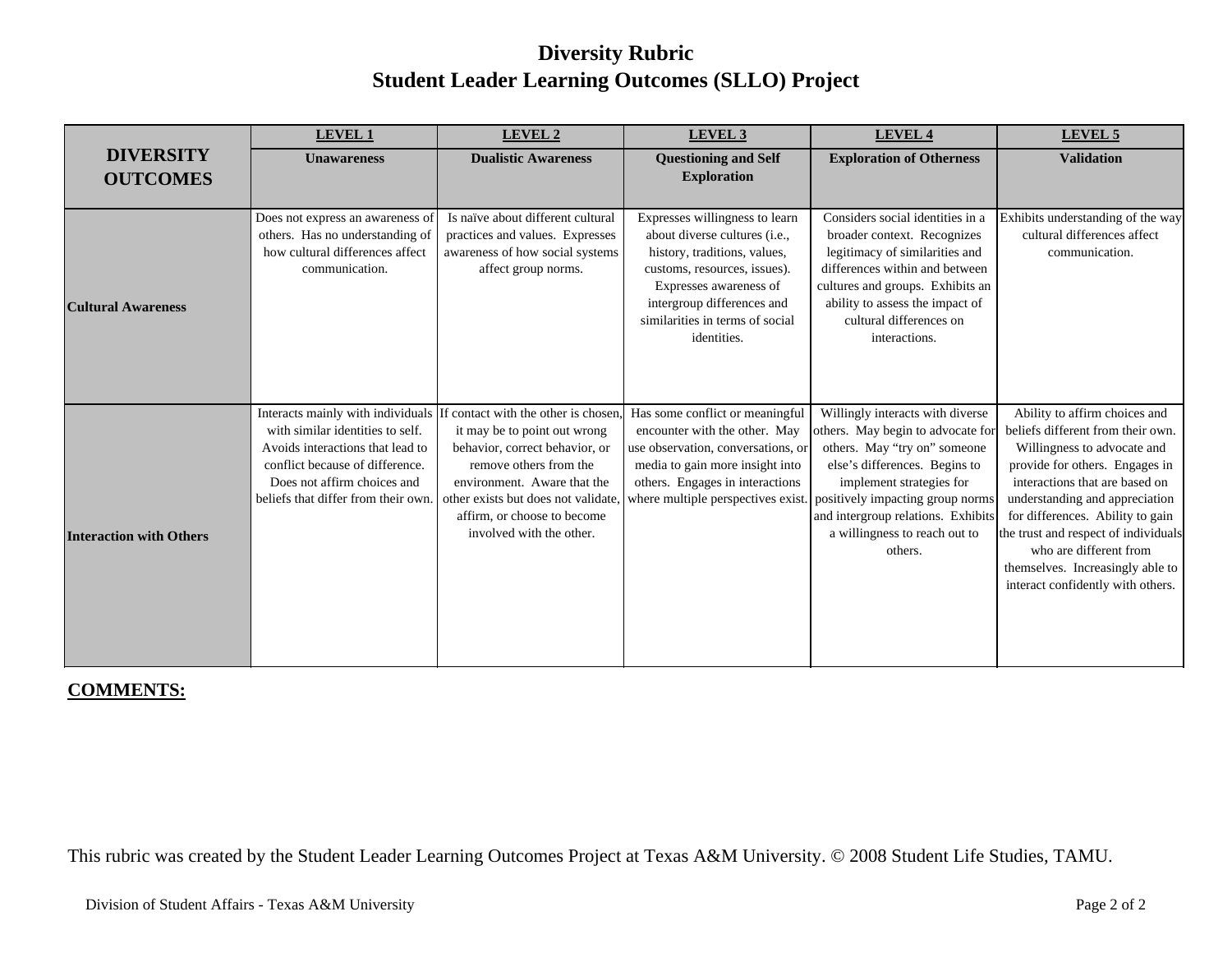# Diversity Rubric
## Student Leader Learning Outcomes (SLLO) Project

| DIVERSITY OUTCOMES | LEVEL 1<br>Unawareness | LEVEL 2<br>Dualistic Awareness | LEVEL 3<br>Questioning and Self Exploration | LEVEL 4<br>Exploration of Otherness | LEVEL 5<br>Validation |
|---|---|---|---|---|---|
| **Cultural Awareness** | Does not express an awareness of others. Has no understanding of how cultural differences affect communication. | Is naïve about different cultural practices and values. Expresses awareness of how social systems affect group norms. | Expresses willingness to learn about diverse cultures (i.e., history, traditions, values, customs, resources, issues). Expresses awareness of intergroup differences and similarities in terms of social identities. | Considers social identities in a broader context. Recognizes legitimacy of similarities and differences within and between cultures and groups. Exhibits an ability to assess the impact of cultural differences on interactions. | Exhibits understanding of the way cultural differences affect communication. |
| **Interaction with Others** | Interacts mainly with individuals with similar identities to self. Avoids interactions that lead to conflict because of difference. Does not affirm choices and beliefs that differ from their own. | If contact with the other is chosen, it may be to point out wrong behavior, correct behavior, or remove others from the environment. Aware that the other exists but does not validate, affirm, or choose to become involved with the other. | Has some conflict or meaningful encounter with the other. May use observation, conversations, or media to gain more insight into others. Engages in interactions where multiple perspectives exist. | Willingly interacts with diverse others. May begin to advocate for others. May "try on" someone else's differences. Begins to implement strategies for positively impacting group norms and intergroup relations. Exhibits a willingness to reach out to others. | Ability to affirm choices and beliefs different from their own. Willingness to advocate and provide for others. Engages in interactions that are based on understanding and appreciation for differences. Ability to gain the trust and respect of individuals who are different from themselves. Increasingly able to interact confidently with others. |

**COMMENTS:**

This rubric was created by the Student Leader Learning Outcomes Project at Texas A&M University. © 2008 Student Life Studies, TAMU.

Division of Student Affairs - Texas A&M University